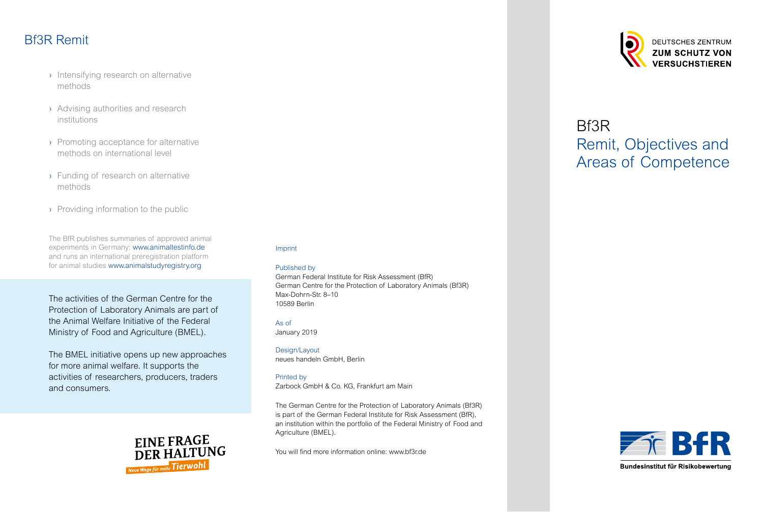## Bf3R Remit

- Intensifying research on alternative methods
- Advising authorities and research institutions
- Promoting acceptance for alternative methods on international level
- Funding of research on alternative methods
- Providing information to the public

The BfR publishes summaries of approved animal experiments in Germany: www.animaltestinfo.de and runs an international preregistration platform for animal studies www.animalstudyregistry.org

The activities of the German Centre for the Protection of Laboratory Animals are part of the Animal Welfare Initiative of the Federal Ministry of Food and Agriculture (BMEL).

The BMEL initiative opens up new approaches for more animal welfare. It supports the activities of researchers, producers, traders and consumers.

EINE FRAGE DER HALTUNG

Neue Wege für mehr Tierwohl

### Imprint

**Published by**
German Federal Institute for Risk Assessment (BfR)
German Centre for the Protection of Laboratory Animals (Bf3R)
Max-Dohrn-Str. 8–10
10589 Berlin

**As of**
January 2019

**Design/Layout**
neues handeln GmbH, Berlin

**Printed by**
Zarbock GmbH & Co. KG, Frankfurt am Main

The German Centre for the Protection of Laboratory Animals (Bf3R) is part of the German Federal Institute for Risk Assessment (BfR), an institution within the portfolio of the Federal Ministry of Food and Agriculture (BMEL).

You will find more information online: www.bf3r.de

DEUTSCHES ZENTRUM ZUM SCHUTZ VON VERSUCHSTIEREN

# Bf3R Remit, Objectives and Areas of Competence

BfR

Bundesinstitut für Risikobewertung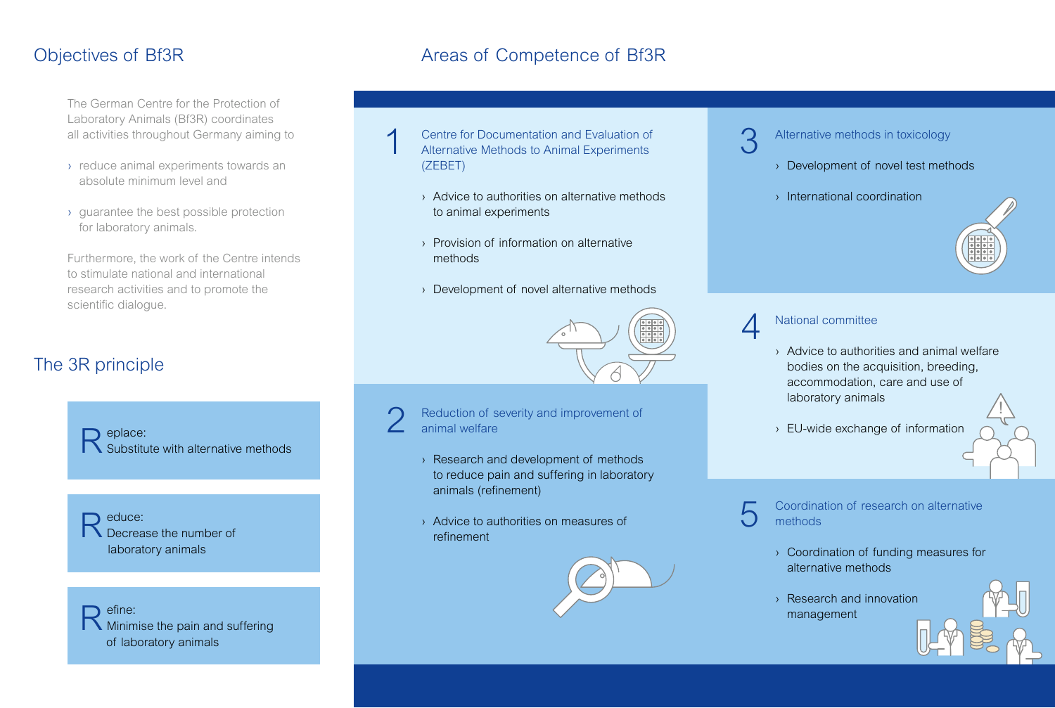## Objectives of Bf3R

The German Centre for the Protection of Laboratory Animals (Bf3R) coordinates all activities throughout Germany aiming to

- reduce animal experiments towards an absolute minimum level and
- guarantee the best possible protection for laboratory animals.

Furthermore, the work of the Centre intends to stimulate national and international research activities and to promote the scientific dialogue.

## The 3R principle

**R**eplace:
Substitute with alternative methods

**R**educe:
Decrease the number of laboratory animals

**R**efine:
Minimise the pain and suffering of laboratory animals

## Areas of Competence of Bf3R

### 1 Centre for Documentation and Evaluation of Alternative Methods to Animal Experiments (ZEBET)

- Advice to authorities on alternative methods to animal experiments
- Provision of information on alternative methods
- Development of novel alternative methods

### 2 Reduction of severity and improvement of animal welfare

- Research and development of methods to reduce pain and suffering in laboratory animals (refinement)
- Advice to authorities on measures of refinement

### 3 Alternative methods in toxicology

- Development of novel test methods
- International coordination

### 4 National committee

- Advice to authorities and animal welfare bodies on the acquisition, breeding, accommodation, care and use of laboratory animals
- EU-wide exchange of information

### 5 Coordination of research on alternative methods

- Coordination of funding measures for alternative methods
- Research and innovation management